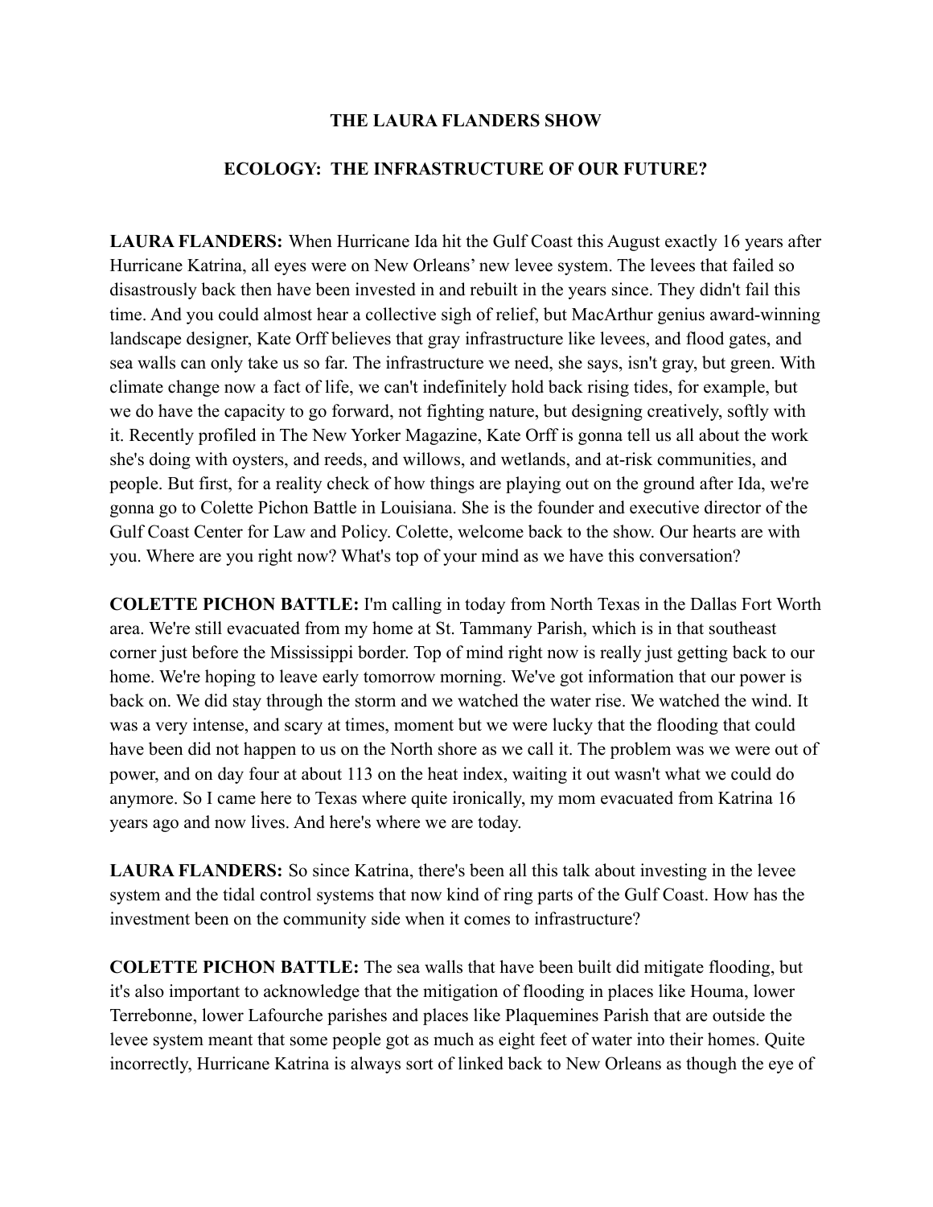# THE LAURA FLANDERS SHOW

## ECOLOGY: THE INFRASTRUCTURE OF OUR FUTURE?

**LAURA FLANDERS:** When Hurricane Ida hit the Gulf Coast this August exactly 16 years after Hurricane Katrina, all eyes were on New Orleans' new levee system. The levees that failed so disastrously back then have been invested in and rebuilt in the years since. They didn't fail this time. And you could almost hear a collective sigh of relief, but MacArthur genius award-winning landscape designer, Kate Orff believes that gray infrastructure like levees, and flood gates, and sea walls can only take us so far. The infrastructure we need, she says, isn't gray, but green. With climate change now a fact of life, we can't indefinitely hold back rising tides, for example, but we do have the capacity to go forward, not fighting nature, but designing creatively, softly with it. Recently profiled in The New Yorker Magazine, Kate Orff is gonna tell us all about the work she's doing with oysters, and reeds, and willows, and wetlands, and at-risk communities, and people. But first, for a reality check of how things are playing out on the ground after Ida, we're gonna go to Colette Pichon Battle in Louisiana. She is the founder and executive director of the Gulf Coast Center for Law and Policy. Colette, welcome back to the show. Our hearts are with you. Where are you right now? What's top of your mind as we have this conversation?

**COLETTE PICHON BATTLE:** I'm calling in today from North Texas in the Dallas Fort Worth area. We're still evacuated from my home at St. Tammany Parish, which is in that southeast corner just before the Mississippi border. Top of mind right now is really just getting back to our home. We're hoping to leave early tomorrow morning. We've got information that our power is back on. We did stay through the storm and we watched the water rise. We watched the wind. It was a very intense, and scary at times, moment but we were lucky that the flooding that could have been did not happen to us on the North shore as we call it. The problem was we were out of power, and on day four at about 113 on the heat index, waiting it out wasn't what we could do anymore. So I came here to Texas where quite ironically, my mom evacuated from Katrina 16 years ago and now lives. And here's where we are today.

**LAURA FLANDERS:** So since Katrina, there's been all this talk about investing in the levee system and the tidal control systems that now kind of ring parts of the Gulf Coast. How has the investment been on the community side when it comes to infrastructure?

**COLETTE PICHON BATTLE:** The sea walls that have been built did mitigate flooding, but it's also important to acknowledge that the mitigation of flooding in places like Houma, lower Terrebonne, lower Lafourche parishes and places like Plaquemines Parish that are outside the levee system meant that some people got as much as eight feet of water into their homes. Quite incorrectly, Hurricane Katrina is always sort of linked back to New Orleans as though the eye of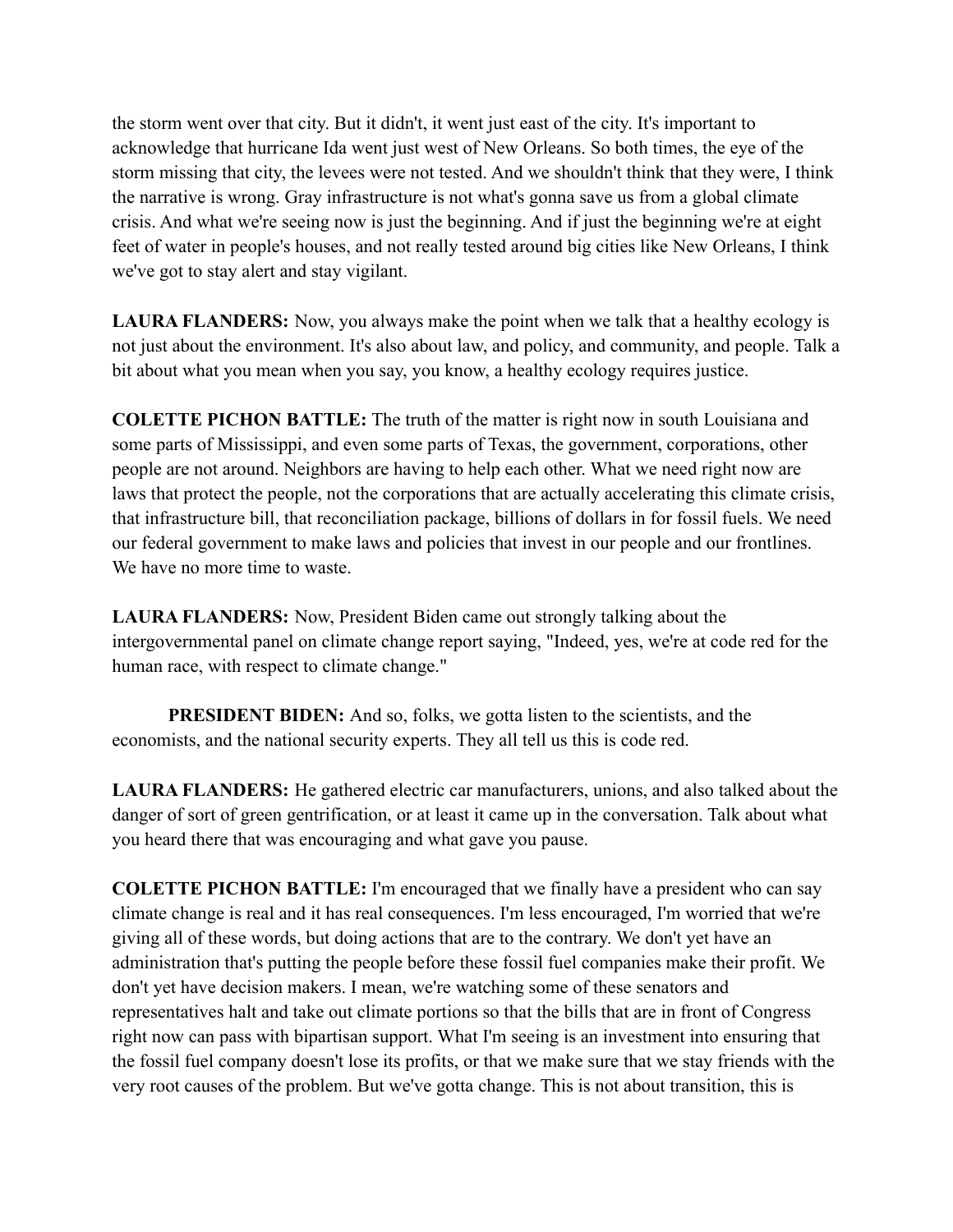the storm went over that city. But it didn't, it went just east of the city. It's important to acknowledge that hurricane Ida went just west of New Orleans. So both times, the eye of the storm missing that city, the levees were not tested. And we shouldn't think that they were, I think the narrative is wrong. Gray infrastructure is not what's gonna save us from a global climate crisis. And what we're seeing now is just the beginning. And if just the beginning we're at eight feet of water in people's houses, and not really tested around big cities like New Orleans, I think we've got to stay alert and stay vigilant.

**LAURA FLANDERS:** Now, you always make the point when we talk that a healthy ecology is not just about the environment. It's also about law, and policy, and community, and people. Talk a bit about what you mean when you say, you know, a healthy ecology requires justice.

**COLETTE PICHON BATTLE:** The truth of the matter is right now in south Louisiana and some parts of Mississippi, and even some parts of Texas, the government, corporations, other people are not around. Neighbors are having to help each other. What we need right now are laws that protect the people, not the corporations that are actually accelerating this climate crisis, that infrastructure bill, that reconciliation package, billions of dollars in for fossil fuels. We need our federal government to make laws and policies that invest in our people and our frontlines. We have no more time to waste.

**LAURA FLANDERS:** Now, President Biden came out strongly talking about the intergovernmental panel on climate change report saying, "Indeed, yes, we're at code red for the human race, with respect to climate change."

**PRESIDENT BIDEN:** And so, folks, we gotta listen to the scientists, and the economists, and the national security experts. They all tell us this is code red.

**LAURA FLANDERS:** He gathered electric car manufacturers, unions, and also talked about the danger of sort of green gentrification, or at least it came up in the conversation. Talk about what you heard there that was encouraging and what gave you pause.

**COLETTE PICHON BATTLE:** I'm encouraged that we finally have a president who can say climate change is real and it has real consequences. I'm less encouraged, I'm worried that we're giving all of these words, but doing actions that are to the contrary. We don't yet have an administration that's putting the people before these fossil fuel companies make their profit. We don't yet have decision makers. I mean, we're watching some of these senators and representatives halt and take out climate portions so that the bills that are in front of Congress right now can pass with bipartisan support. What I'm seeing is an investment into ensuring that the fossil fuel company doesn't lose its profits, or that we make sure that we stay friends with the very root causes of the problem. But we've gotta change. This is not about transition, this is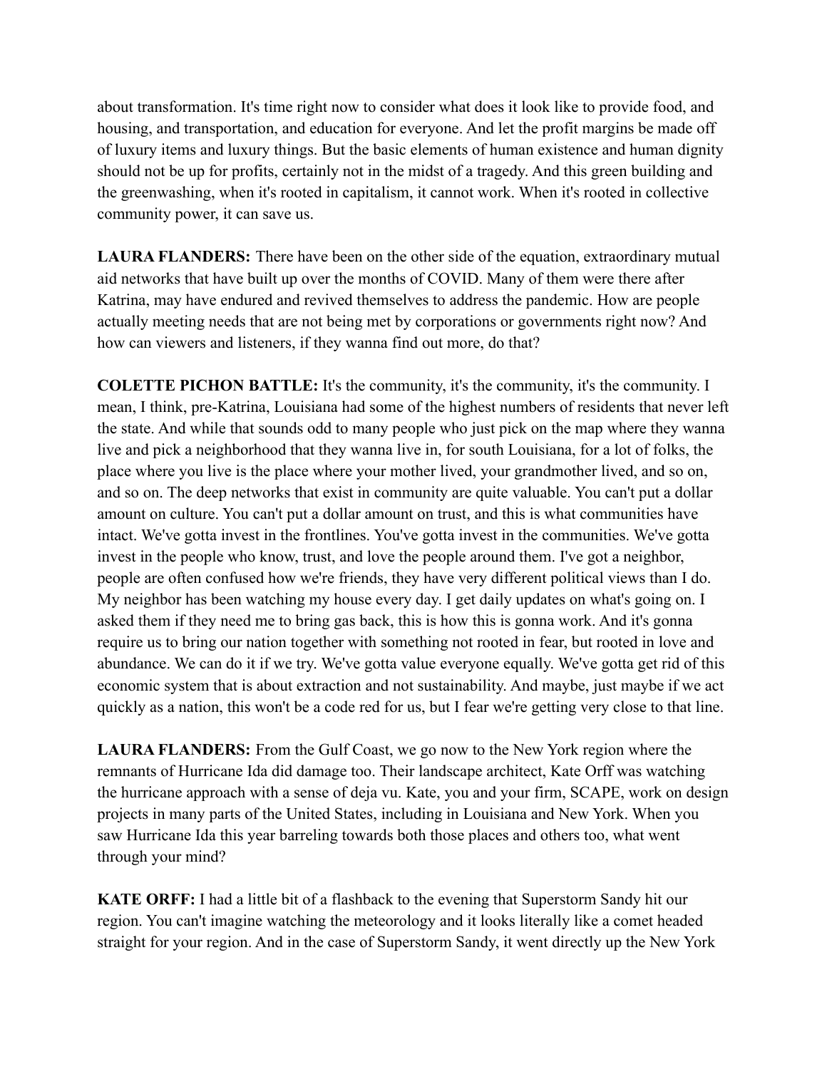about transformation. It's time right now to consider what does it look like to provide food, and housing, and transportation, and education for everyone. And let the profit margins be made off of luxury items and luxury things. But the basic elements of human existence and human dignity should not be up for profits, certainly not in the midst of a tragedy. And this green building and the greenwashing, when it's rooted in capitalism, it cannot work. When it's rooted in collective community power, it can save us.

**LAURA FLANDERS:** There have been on the other side of the equation, extraordinary mutual aid networks that have built up over the months of COVID. Many of them were there after Katrina, may have endured and revived themselves to address the pandemic. How are people actually meeting needs that are not being met by corporations or governments right now? And how can viewers and listeners, if they wanna find out more, do that?

**COLETTE PICHON BATTLE:** It's the community, it's the community, it's the community. I mean, I think, pre-Katrina, Louisiana had some of the highest numbers of residents that never left the state. And while that sounds odd to many people who just pick on the map where they wanna live and pick a neighborhood that they wanna live in, for south Louisiana, for a lot of folks, the place where you live is the place where your mother lived, your grandmother lived, and so on, and so on. The deep networks that exist in community are quite valuable. You can't put a dollar amount on culture. You can't put a dollar amount on trust, and this is what communities have intact. We've gotta invest in the frontlines. You've gotta invest in the communities. We've gotta invest in the people who know, trust, and love the people around them. I've got a neighbor, people are often confused how we're friends, they have very different political views than I do. My neighbor has been watching my house every day. I get daily updates on what's going on. I asked them if they need me to bring gas back, this is how this is gonna work. And it's gonna require us to bring our nation together with something not rooted in fear, but rooted in love and abundance. We can do it if we try. We've gotta value everyone equally. We've gotta get rid of this economic system that is about extraction and not sustainability. And maybe, just maybe if we act quickly as a nation, this won't be a code red for us, but I fear we're getting very close to that line.

**LAURA FLANDERS:** From the Gulf Coast, we go now to the New York region where the remnants of Hurricane Ida did damage too. Their landscape architect, Kate Orff was watching the hurricane approach with a sense of deja vu. Kate, you and your firm, SCAPE, work on design projects in many parts of the United States, including in Louisiana and New York. When you saw Hurricane Ida this year barreling towards both those places and others too, what went through your mind?

**KATE ORFF:** I had a little bit of a flashback to the evening that Superstorm Sandy hit our region. You can't imagine watching the meteorology and it looks literally like a comet headed straight for your region. And in the case of Superstorm Sandy, it went directly up the New York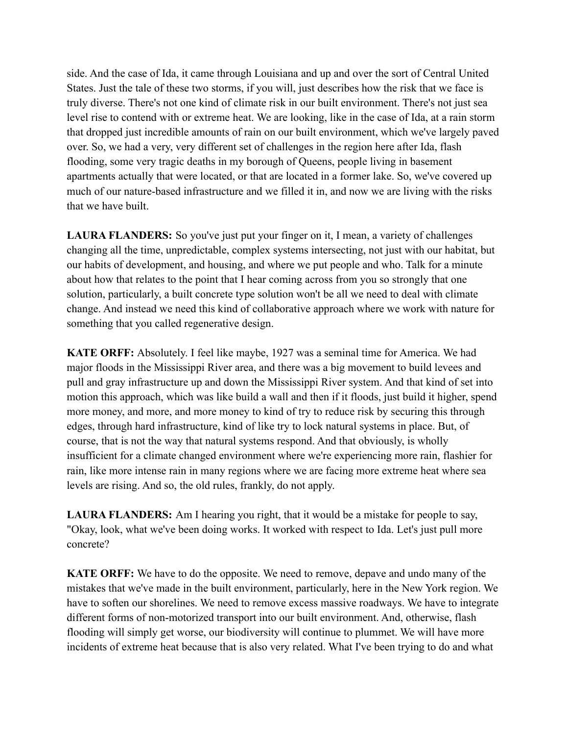side. And the case of Ida, it came through Louisiana and up and over the sort of Central United States. Just the tale of these two storms, if you will, just describes how the risk that we face is truly diverse. There's not one kind of climate risk in our built environment. There's not just sea level rise to contend with or extreme heat. We are looking, like in the case of Ida, at a rain storm that dropped just incredible amounts of rain on our built environment, which we've largely paved over. So, we had a very, very different set of challenges in the region here after Ida, flash flooding, some very tragic deaths in my borough of Queens, people living in basement apartments actually that were located, or that are located in a former lake. So, we've covered up much of our nature-based infrastructure and we filled it in, and now we are living with the risks that we have built.

**LAURA FLANDERS:** So you've just put your finger on it, I mean, a variety of challenges changing all the time, unpredictable, complex systems intersecting, not just with our habitat, but our habits of development, and housing, and where we put people and who. Talk for a minute about how that relates to the point that I hear coming across from you so strongly that one solution, particularly, a built concrete type solution won't be all we need to deal with climate change. And instead we need this kind of collaborative approach where we work with nature for something that you called regenerative design.

**KATE ORFF:** Absolutely. I feel like maybe, 1927 was a seminal time for America. We had major floods in the Mississippi River area, and there was a big movement to build levees and pull and gray infrastructure up and down the Mississippi River system. And that kind of set into motion this approach, which was like build a wall and then if it floods, just build it higher, spend more money, and more, and more money to kind of try to reduce risk by securing this through edges, through hard infrastructure, kind of like try to lock natural systems in place. But, of course, that is not the way that natural systems respond. And that obviously, is wholly insufficient for a climate changed environment where we're experiencing more rain, flashier for rain, like more intense rain in many regions where we are facing more extreme heat where sea levels are rising. And so, the old rules, frankly, do not apply.

**LAURA FLANDERS:** Am I hearing you right, that it would be a mistake for people to say, "Okay, look, what we've been doing works. It worked with respect to Ida. Let's just pull more concrete?

**KATE ORFF:** We have to do the opposite. We need to remove, depave and undo many of the mistakes that we've made in the built environment, particularly, here in the New York region. We have to soften our shorelines. We need to remove excess massive roadways. We have to integrate different forms of non-motorized transport into our built environment. And, otherwise, flash flooding will simply get worse, our biodiversity will continue to plummet. We will have more incidents of extreme heat because that is also very related. What I've been trying to do and what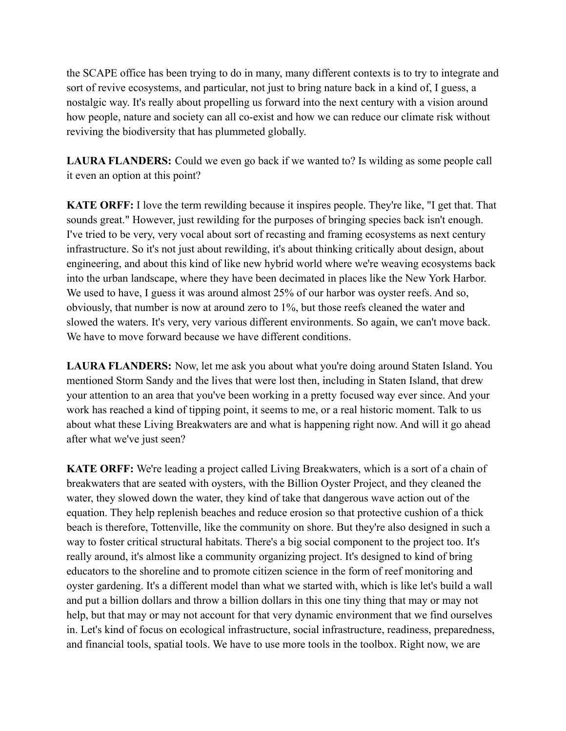the SCAPE office has been trying to do in many, many different contexts is to try to integrate and sort of revive ecosystems, and particular, not just to bring nature back in a kind of, I guess, a nostalgic way. It's really about propelling us forward into the next century with a vision around how people, nature and society can all co-exist and how we can reduce our climate risk without reviving the biodiversity that has plummeted globally.

**LAURA FLANDERS:** Could we even go back if we wanted to? Is wilding as some people call it even an option at this point?

**KATE ORFF:** I love the term rewilding because it inspires people. They're like, "I get that. That sounds great." However, just rewilding for the purposes of bringing species back isn't enough. I've tried to be very, very vocal about sort of recasting and framing ecosystems as next century infrastructure. So it's not just about rewilding, it's about thinking critically about design, about engineering, and about this kind of like new hybrid world where we're weaving ecosystems back into the urban landscape, where they have been decimated in places like the New York Harbor. We used to have, I guess it was around almost 25% of our harbor was oyster reefs. And so, obviously, that number is now at around zero to 1%, but those reefs cleaned the water and slowed the waters. It's very, very various different environments. So again, we can't move back. We have to move forward because we have different conditions.

**LAURA FLANDERS:** Now, let me ask you about what you're doing around Staten Island. You mentioned Storm Sandy and the lives that were lost then, including in Staten Island, that drew your attention to an area that you've been working in a pretty focused way ever since. And your work has reached a kind of tipping point, it seems to me, or a real historic moment. Talk to us about what these Living Breakwaters are and what is happening right now. And will it go ahead after what we've just seen?

**KATE ORFF:** We're leading a project called Living Breakwaters, which is a sort of a chain of breakwaters that are seated with oysters, with the Billion Oyster Project, and they cleaned the water, they slowed down the water, they kind of take that dangerous wave action out of the equation. They help replenish beaches and reduce erosion so that protective cushion of a thick beach is therefore, Tottenville, like the community on shore. But they're also designed in such a way to foster critical structural habitats. There's a big social component to the project too. It's really around, it's almost like a community organizing project. It's designed to kind of bring educators to the shoreline and to promote citizen science in the form of reef monitoring and oyster gardening. It's a different model than what we started with, which is like let's build a wall and put a billion dollars and throw a billion dollars in this one tiny thing that may or may not help, but that may or may not account for that very dynamic environment that we find ourselves in. Let's kind of focus on ecological infrastructure, social infrastructure, readiness, preparedness, and financial tools, spatial tools. We have to use more tools in the toolbox. Right now, we are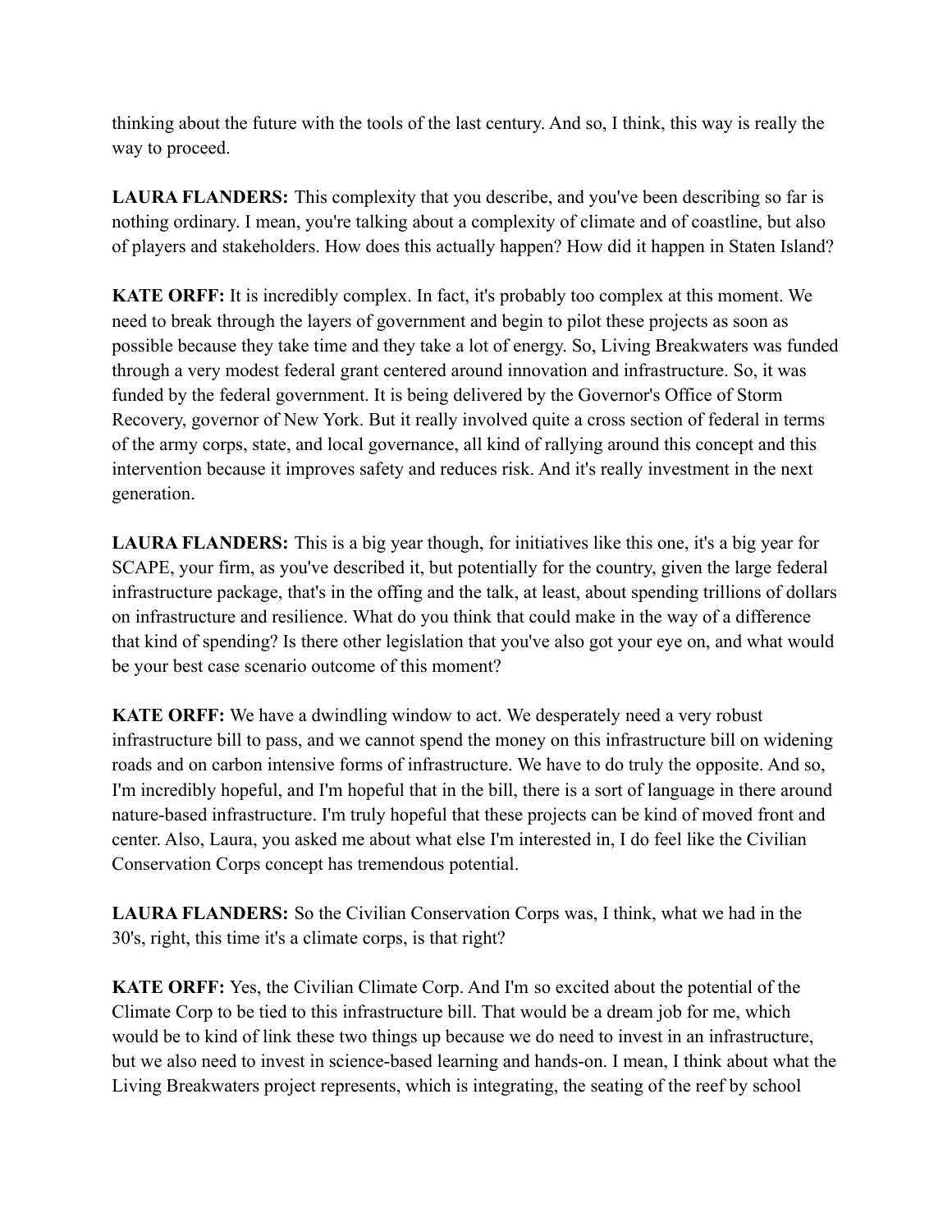thinking about the future with the tools of the last century. And so, I think, this way is really the way to proceed.

**LAURA FLANDERS:** This complexity that you describe, and you've been describing so far is nothing ordinary. I mean, you're talking about a complexity of climate and of coastline, but also of players and stakeholders. How does this actually happen? How did it happen in Staten Island?

**KATE ORFF:** It is incredibly complex. In fact, it's probably too complex at this moment. We need to break through the layers of government and begin to pilot these projects as soon as possible because they take time and they take a lot of energy. So, Living Breakwaters was funded through a very modest federal grant centered around innovation and infrastructure. So, it was funded by the federal government. It is being delivered by the Governor's Office of Storm Recovery, governor of New York. But it really involved quite a cross section of federal in terms of the army corps, state, and local governance, all kind of rallying around this concept and this intervention because it improves safety and reduces risk. And it's really investment in the next generation.

**LAURA FLANDERS:** This is a big year though, for initiatives like this one, it's a big year for SCAPE, your firm, as you've described it, but potentially for the country, given the large federal infrastructure package, that's in the offing and the talk, at least, about spending trillions of dollars on infrastructure and resilience. What do you think that could make in the way of a difference that kind of spending? Is there other legislation that you've also got your eye on, and what would be your best case scenario outcome of this moment?

**KATE ORFF:** We have a dwindling window to act. We desperately need a very robust infrastructure bill to pass, and we cannot spend the money on this infrastructure bill on widening roads and on carbon intensive forms of infrastructure. We have to do truly the opposite. And so, I'm incredibly hopeful, and I'm hopeful that in the bill, there is a sort of language in there around nature-based infrastructure. I'm truly hopeful that these projects can be kind of moved front and center. Also, Laura, you asked me about what else I'm interested in, I do feel like the Civilian Conservation Corps concept has tremendous potential.

**LAURA FLANDERS:** So the Civilian Conservation Corps was, I think, what we had in the 30's, right, this time it's a climate corps, is that right?

**KATE ORFF:** Yes, the Civilian Climate Corp. And I'm so excited about the potential of the Climate Corp to be tied to this infrastructure bill. That would be a dream job for me, which would be to kind of link these two things up because we do need to invest in an infrastructure, but we also need to invest in science-based learning and hands-on. I mean, I think about what the Living Breakwaters project represents, which is integrating, the seating of the reef by school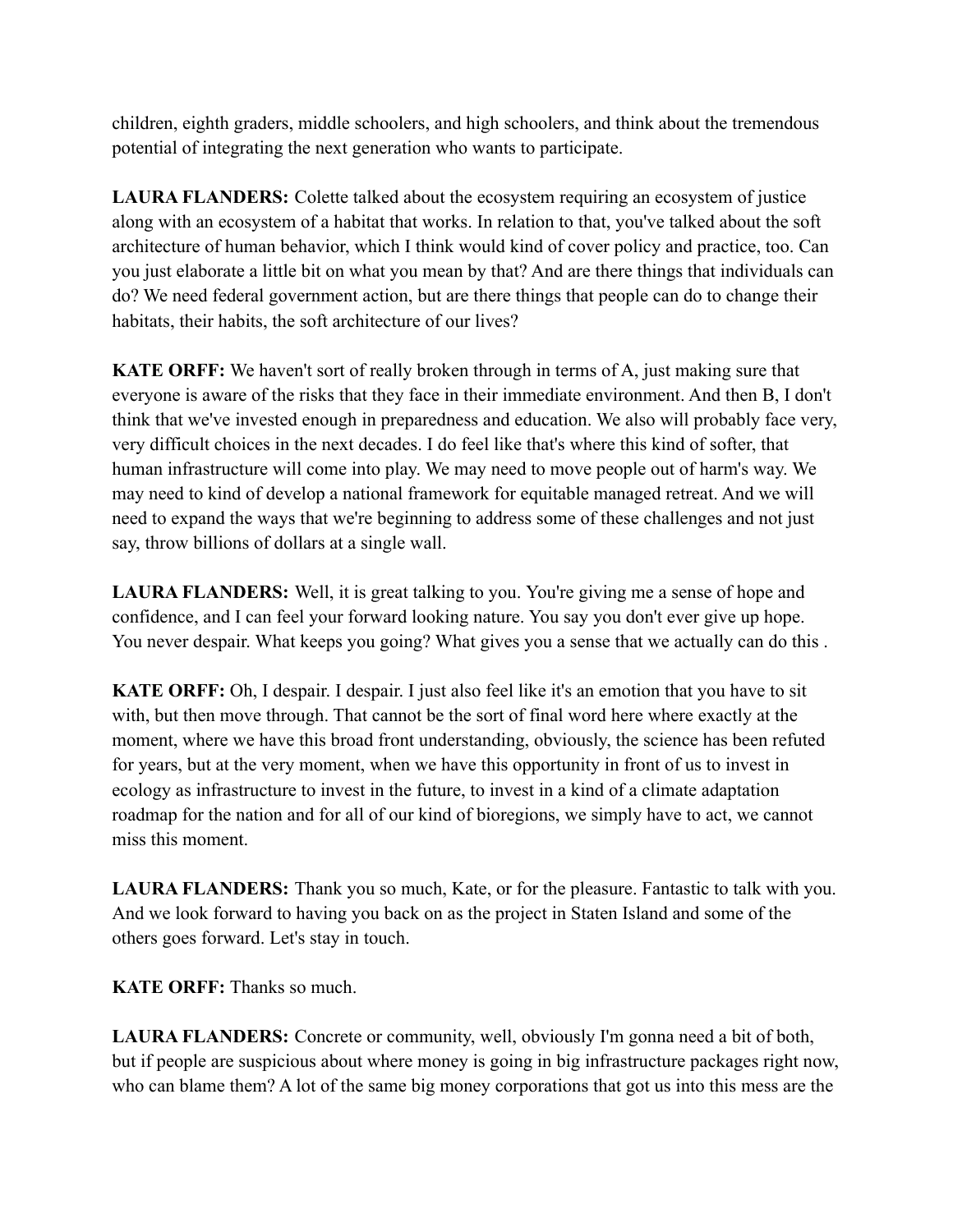children, eighth graders, middle schoolers, and high schoolers, and think about the tremendous potential of integrating the next generation who wants to participate.

**LAURA FLANDERS:** Colette talked about the ecosystem requiring an ecosystem of justice along with an ecosystem of a habitat that works. In relation to that, you've talked about the soft architecture of human behavior, which I think would kind of cover policy and practice, too. Can you just elaborate a little bit on what you mean by that? And are there things that individuals can do? We need federal government action, but are there things that people can do to change their habitats, their habits, the soft architecture of our lives?

**KATE ORFF:** We haven't sort of really broken through in terms of A, just making sure that everyone is aware of the risks that they face in their immediate environment. And then B, I don't think that we've invested enough in preparedness and education. We also will probably face very, very difficult choices in the next decades. I do feel like that's where this kind of softer, that human infrastructure will come into play. We may need to move people out of harm's way. We may need to kind of develop a national framework for equitable managed retreat. And we will need to expand the ways that we're beginning to address some of these challenges and not just say, throw billions of dollars at a single wall.

**LAURA FLANDERS:** Well, it is great talking to you. You're giving me a sense of hope and confidence, and I can feel your forward looking nature. You say you don't ever give up hope. You never despair. What keeps you going? What gives you a sense that we actually can do this .

**KATE ORFF:** Oh, I despair. I despair. I just also feel like it's an emotion that you have to sit with, but then move through. That cannot be the sort of final word here where exactly at the moment, where we have this broad front understanding, obviously, the science has been refuted for years, but at the very moment, when we have this opportunity in front of us to invest in ecology as infrastructure to invest in the future, to invest in a kind of a climate adaptation roadmap for the nation and for all of our kind of bioregions, we simply have to act, we cannot miss this moment.

**LAURA FLANDERS:** Thank you so much, Kate, or for the pleasure. Fantastic to talk with you. And we look forward to having you back on as the project in Staten Island and some of the others goes forward. Let's stay in touch.

**KATE ORFF:** Thanks so much.

**LAURA FLANDERS:** Concrete or community, well, obviously I'm gonna need a bit of both, but if people are suspicious about where money is going in big infrastructure packages right now, who can blame them? A lot of the same big money corporations that got us into this mess are the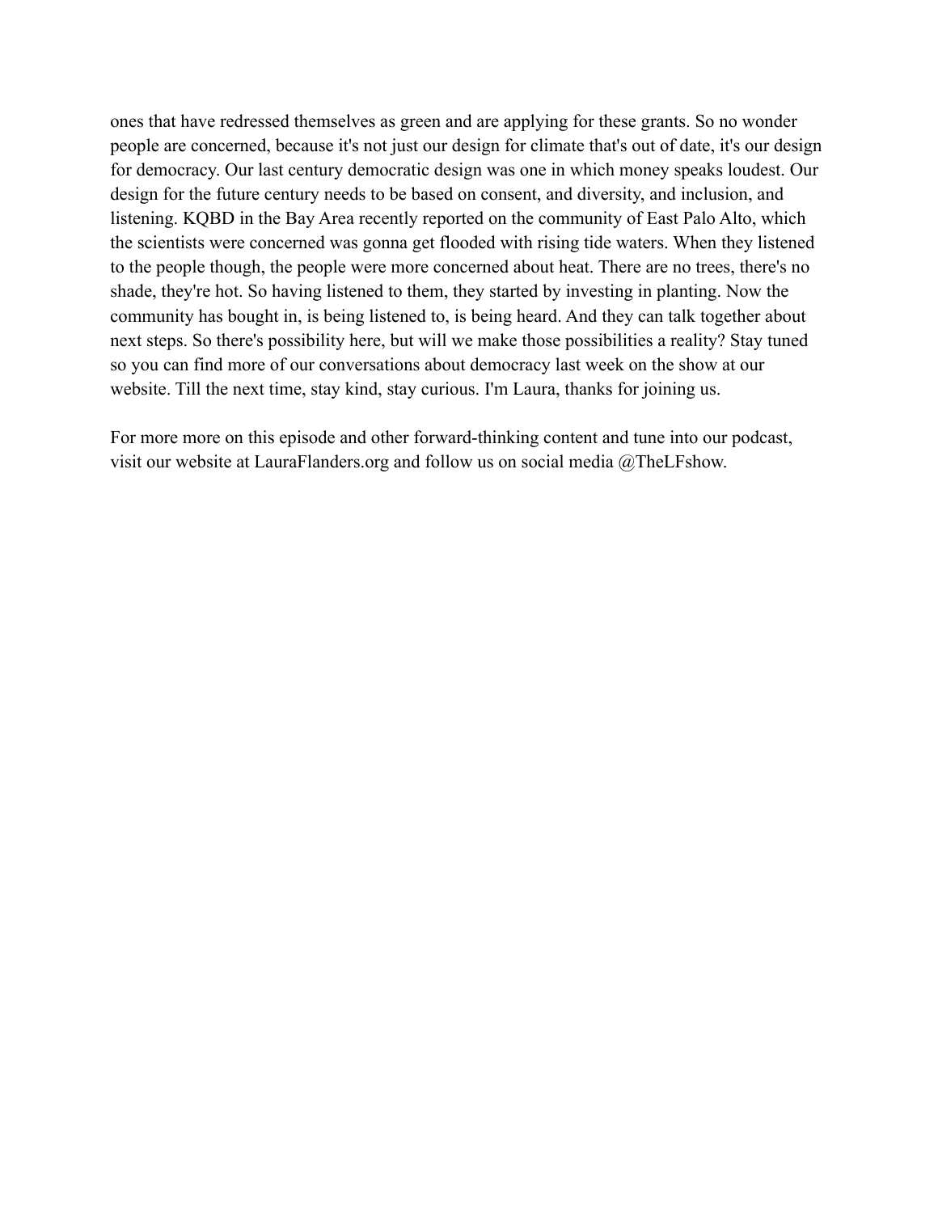ones that have redressed themselves as green and are applying for these grants. So no wonder people are concerned, because it's not just our design for climate that's out of date, it's our design for democracy. Our last century democratic design was one in which money speaks loudest. Our design for the future century needs to be based on consent, and diversity, and inclusion, and listening. KQBD in the Bay Area recently reported on the community of East Palo Alto, which the scientists were concerned was gonna get flooded with rising tide waters. When they listened to the people though, the people were more concerned about heat. There are no trees, there's no shade, they're hot. So having listened to them, they started by investing in planting. Now the community has bought in, is being listened to, is being heard. And they can talk together about next steps. So there's possibility here, but will we make those possibilities a reality? Stay tuned so you can find more of our conversations about democracy last week on the show at our website. Till the next time, stay kind, stay curious. I'm Laura, thanks for joining us.

For more more on this episode and other forward-thinking content and tune into our podcast, visit our website at LauraFlanders.org and follow us on social media @TheLFshow.